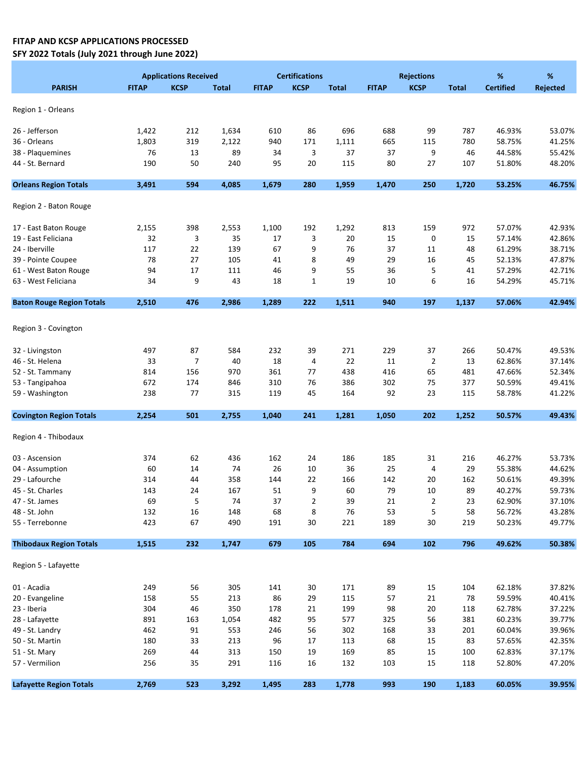**FITAP AND KCSP APPLICATIONS PROCESSED**
**SFY 2022 Totals (July 2021 through June 2022)**

| PARISH | Applications Received | | | Certifications | | | Rejections | | | % | % |
|---|---|---|---|---|---|---|---|---|---|---|---|
| | FITAP | KCSP | Total | FITAP | KCSP | Total | FITAP | KCSP | Total | Certified | Rejected |
| Region 1 - Orleans | | | | | | | | | | | |
| 26 - Jefferson | 1,422 | 212 | 1,634 | 610 | 86 | 696 | 688 | 99 | 787 | 46.93% | 53.07% |
| 36 - Orleans | 1,803 | 319 | 2,122 | 940 | 171 | 1,111 | 665 | 115 | 780 | 58.75% | 41.25% |
| 38 - Plaquemines | 76 | 13 | 89 | 34 | 3 | 37 | 37 | 9 | 46 | 44.58% | 55.42% |
| 44 - St. Bernard | 190 | 50 | 240 | 95 | 20 | 115 | 80 | 27 | 107 | 51.80% | 48.20% |
| **Orleans Region Totals** | **3,491** | **594** | **4,085** | **1,679** | **280** | **1,959** | **1,470** | **250** | **1,720** | **53.25%** | **46.75%** |
| Region 2 - Baton Rouge | | | | | | | | | | | |
| 17 - East Baton Rouge | 2,155 | 398 | 2,553 | 1,100 | 192 | 1,292 | 813 | 159 | 972 | 57.07% | 42.93% |
| 19 - East Feliciana | 32 | 3 | 35 | 17 | 3 | 20 | 15 | 0 | 15 | 57.14% | 42.86% |
| 24 - Iberville | 117 | 22 | 139 | 67 | 9 | 76 | 37 | 11 | 48 | 61.29% | 38.71% |
| 39 - Pointe Coupee | 78 | 27 | 105 | 41 | 8 | 49 | 29 | 16 | 45 | 52.13% | 47.87% |
| 61 - West Baton Rouge | 94 | 17 | 111 | 46 | 9 | 55 | 36 | 5 | 41 | 57.29% | 42.71% |
| 63 - West Feliciana | 34 | 9 | 43 | 18 | 1 | 19 | 10 | 6 | 16 | 54.29% | 45.71% |
| **Baton Rouge Region Totals** | **2,510** | **476** | **2,986** | **1,289** | **222** | **1,511** | **940** | **197** | **1,137** | **57.06%** | **42.94%** |
| Region 3 - Covington | | | | | | | | | | | |
| 32 - Livingston | 497 | 87 | 584 | 232 | 39 | 271 | 229 | 37 | 266 | 50.47% | 49.53% |
| 46 - St. Helena | 33 | 7 | 40 | 18 | 4 | 22 | 11 | 2 | 13 | 62.86% | 37.14% |
| 52 - St. Tammany | 814 | 156 | 970 | 361 | 77 | 438 | 416 | 65 | 481 | 47.66% | 52.34% |
| 53 - Tangipahoa | 672 | 174 | 846 | 310 | 76 | 386 | 302 | 75 | 377 | 50.59% | 49.41% |
| 59 - Washington | 238 | 77 | 315 | 119 | 45 | 164 | 92 | 23 | 115 | 58.78% | 41.22% |
| **Covington Region Totals** | **2,254** | **501** | **2,755** | **1,040** | **241** | **1,281** | **1,050** | **202** | **1,252** | **50.57%** | **49.43%** |
| Region 4 - Thibodaux | | | | | | | | | | | |
| 03 - Ascension | 374 | 62 | 436 | 162 | 24 | 186 | 185 | 31 | 216 | 46.27% | 53.73% |
| 04 - Assumption | 60 | 14 | 74 | 26 | 10 | 36 | 25 | 4 | 29 | 55.38% | 44.62% |
| 29 - Lafourche | 314 | 44 | 358 | 144 | 22 | 166 | 142 | 20 | 162 | 50.61% | 49.39% |
| 45 - St. Charles | 143 | 24 | 167 | 51 | 9 | 60 | 79 | 10 | 89 | 40.27% | 59.73% |
| 47 - St. James | 69 | 5 | 74 | 37 | 2 | 39 | 21 | 2 | 23 | 62.90% | 37.10% |
| 48 - St. John | 132 | 16 | 148 | 68 | 8 | 76 | 53 | 5 | 58 | 56.72% | 43.28% |
| 55 - Terrebonne | 423 | 67 | 490 | 191 | 30 | 221 | 189 | 30 | 219 | 50.23% | 49.77% |
| **Thibodaux Region Totals** | **1,515** | **232** | **1,747** | **679** | **105** | **784** | **694** | **102** | **796** | **49.62%** | **50.38%** |
| Region 5 - Lafayette | | | | | | | | | | | |
| 01 - Acadia | 249 | 56 | 305 | 141 | 30 | 171 | 89 | 15 | 104 | 62.18% | 37.82% |
| 20 - Evangeline | 158 | 55 | 213 | 86 | 29 | 115 | 57 | 21 | 78 | 59.59% | 40.41% |
| 23 - Iberia | 304 | 46 | 350 | 178 | 21 | 199 | 98 | 20 | 118 | 62.78% | 37.22% |
| 28 - Lafayette | 891 | 163 | 1,054 | 482 | 95 | 577 | 325 | 56 | 381 | 60.23% | 39.77% |
| 49 - St. Landry | 462 | 91 | 553 | 246 | 56 | 302 | 168 | 33 | 201 | 60.04% | 39.96% |
| 50 - St. Martin | 180 | 33 | 213 | 96 | 17 | 113 | 68 | 15 | 83 | 57.65% | 42.35% |
| 51 - St. Mary | 269 | 44 | 313 | 150 | 19 | 169 | 85 | 15 | 100 | 62.83% | 37.17% |
| 57 - Vermilion | 256 | 35 | 291 | 116 | 16 | 132 | 103 | 15 | 118 | 52.80% | 47.20% |
| **Lafayette Region Totals** | **2,769** | **523** | **3,292** | **1,495** | **283** | **1,778** | **993** | **190** | **1,183** | **60.05%** | **39.95%** |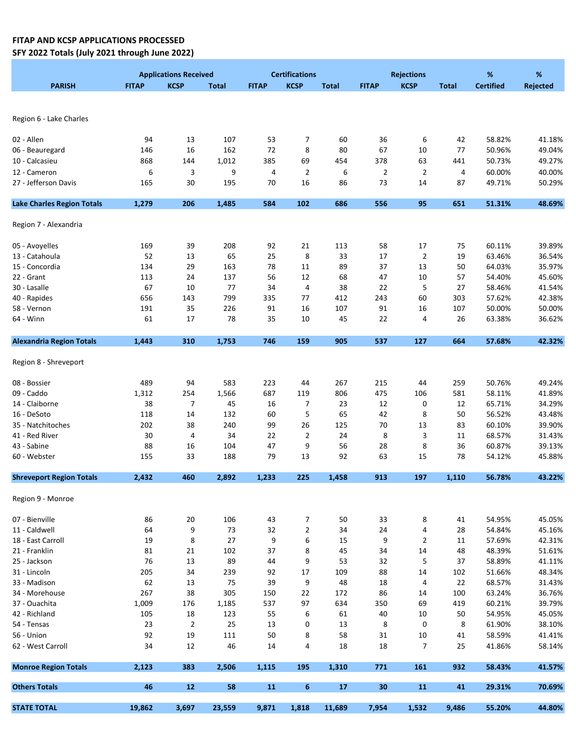**FITAP AND KCSP APPLICATIONS PROCESSED**
**SFY 2022 Totals (July 2021 through June 2022)**

| | Applications Received | | | Certifications | | | Rejections | | | % | % |
|---|---|---|---|---|---|---|---|---|---|---|---|
| PARISH | FITAP | KCSP | Total | FITAP | KCSP | Total | FITAP | KCSP | Total | Certified | Rejected |
| Region 6 - Lake Charles | | | | | | | | | | | |
| 02 - Allen | 94 | 13 | 107 | 53 | 7 | 60 | 36 | 6 | 42 | 58.82% | 41.18% |
| 06 - Beauregard | 146 | 16 | 162 | 72 | 8 | 80 | 67 | 10 | 77 | 50.96% | 49.04% |
| 10 - Calcasieu | 868 | 144 | 1,012 | 385 | 69 | 454 | 378 | 63 | 441 | 50.73% | 49.27% |
| 12 - Cameron | 6 | 3 | 9 | 4 | 2 | 6 | 2 | 2 | 4 | 60.00% | 40.00% |
| 27 - Jefferson Davis | 165 | 30 | 195 | 70 | 16 | 86 | 73 | 14 | 87 | 49.71% | 50.29% |
| **Lake Charles Region Totals** | **1,279** | **206** | **1,485** | **584** | **102** | **686** | **556** | **95** | **651** | **51.31%** | **48.69%** |
| Region 7 - Alexandria | | | | | | | | | | | |
| 05 - Avoyelles | 169 | 39 | 208 | 92 | 21 | 113 | 58 | 17 | 75 | 60.11% | 39.89% |
| 13 - Catahoula | 52 | 13 | 65 | 25 | 8 | 33 | 17 | 2 | 19 | 63.46% | 36.54% |
| 15 - Concordia | 134 | 29 | 163 | 78 | 11 | 89 | 37 | 13 | 50 | 64.03% | 35.97% |
| 22 - Grant | 113 | 24 | 137 | 56 | 12 | 68 | 47 | 10 | 57 | 54.40% | 45.60% |
| 30 - Lasalle | 67 | 10 | 77 | 34 | 4 | 38 | 22 | 5 | 27 | 58.46% | 41.54% |
| 40 - Rapides | 656 | 143 | 799 | 335 | 77 | 412 | 243 | 60 | 303 | 57.62% | 42.38% |
| 58 - Vernon | 191 | 35 | 226 | 91 | 16 | 107 | 91 | 16 | 107 | 50.00% | 50.00% |
| 64 - Winn | 61 | 17 | 78 | 35 | 10 | 45 | 22 | 4 | 26 | 63.38% | 36.62% |
| **Alexandria Region Totals** | **1,443** | **310** | **1,753** | **746** | **159** | **905** | **537** | **127** | **664** | **57.68%** | **42.32%** |
| Region 8 - Shreveport | | | | | | | | | | | |
| 08 - Bossier | 489 | 94 | 583 | 223 | 44 | 267 | 215 | 44 | 259 | 50.76% | 49.24% |
| 09 - Caddo | 1,312 | 254 | 1,566 | 687 | 119 | 806 | 475 | 106 | 581 | 58.11% | 41.89% |
| 14 - Claiborne | 38 | 7 | 45 | 16 | 7 | 23 | 12 | 0 | 12 | 65.71% | 34.29% |
| 16 - DeSoto | 118 | 14 | 132 | 60 | 5 | 65 | 42 | 8 | 50 | 56.52% | 43.48% |
| 35 - Natchitoches | 202 | 38 | 240 | 99 | 26 | 125 | 70 | 13 | 83 | 60.10% | 39.90% |
| 41 - Red River | 30 | 4 | 34 | 22 | 2 | 24 | 8 | 3 | 11 | 68.57% | 31.43% |
| 43 - Sabine | 88 | 16 | 104 | 47 | 9 | 56 | 28 | 8 | 36 | 60.87% | 39.13% |
| 60 - Webster | 155 | 33 | 188 | 79 | 13 | 92 | 63 | 15 | 78 | 54.12% | 45.88% |
| **Shreveport Region Totals** | **2,432** | **460** | **2,892** | **1,233** | **225** | **1,458** | **913** | **197** | **1,110** | **56.78%** | **43.22%** |
| Region 9 - Monroe | | | | | | | | | | | |
| 07 - Bienville | 86 | 20 | 106 | 43 | 7 | 50 | 33 | 8 | 41 | 54.95% | 45.05% |
| 11 - Caldwell | 64 | 9 | 73 | 32 | 2 | 34 | 24 | 4 | 28 | 54.84% | 45.16% |
| 18 - East Carroll | 19 | 8 | 27 | 9 | 6 | 15 | 9 | 2 | 11 | 57.69% | 42.31% |
| 21 - Franklin | 81 | 21 | 102 | 37 | 8 | 45 | 34 | 14 | 48 | 48.39% | 51.61% |
| 25 - Jackson | 76 | 13 | 89 | 44 | 9 | 53 | 32 | 5 | 37 | 58.89% | 41.11% |
| 31 - Lincoln | 205 | 34 | 239 | 92 | 17 | 109 | 88 | 14 | 102 | 51.66% | 48.34% |
| 33 - Madison | 62 | 13 | 75 | 39 | 9 | 48 | 18 | 4 | 22 | 68.57% | 31.43% |
| 34 - Morehouse | 267 | 38 | 305 | 150 | 22 | 172 | 86 | 14 | 100 | 63.24% | 36.76% |
| 37 - Ouachita | 1,009 | 176 | 1,185 | 537 | 97 | 634 | 350 | 69 | 419 | 60.21% | 39.79% |
| 42 - Richland | 105 | 18 | 123 | 55 | 6 | 61 | 40 | 10 | 50 | 54.95% | 45.05% |
| 54 - Tensas | 23 | 2 | 25 | 13 | 0 | 13 | 8 | 0 | 8 | 61.90% | 38.10% |
| 56 - Union | 92 | 19 | 111 | 50 | 8 | 58 | 31 | 10 | 41 | 58.59% | 41.41% |
| 62 - West Carroll | 34 | 12 | 46 | 14 | 4 | 18 | 18 | 7 | 25 | 41.86% | 58.14% |
| **Monroe Region Totals** | **2,123** | **383** | **2,506** | **1,115** | **195** | **1,310** | **771** | **161** | **932** | **58.43%** | **41.57%** |
| **Others Totals** | **46** | **12** | **58** | **11** | **6** | **17** | **30** | **11** | **41** | **29.31%** | **70.69%** |
| **STATE TOTAL** | **19,862** | **3,697** | **23,559** | **9,871** | **1,818** | **11,689** | **7,954** | **1,532** | **9,486** | **55.20%** | **44.80%** |